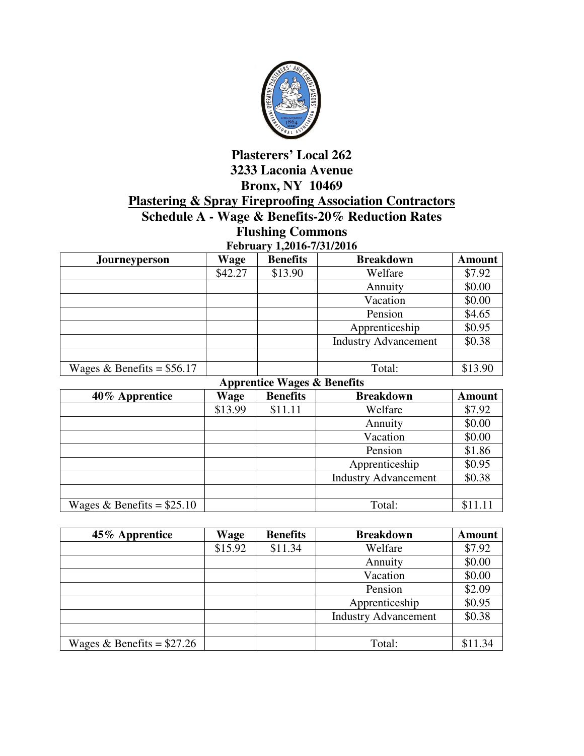# Plasterers' Local 262

**3233 Laconia Avenue**

**Bronx, NY 10469**

## Plastering & Spray Fireproofing Association Contractors

## Schedule A - Wage & Benefits-20% Reduction Rates

## Flushing Commons

**February 1,2016-7/31/2016**

| Journeyperson | Wage | Benefits | Breakdown | Amount |
|---|---|---|---|---|
| | $42.27 | $13.90 | Welfare | $7.92 |
| | | | Annuity | $0.00 |
| | | | Vacation | $0.00 |
| | | | Pension | $4.65 |
| | | | Apprenticeship | $0.95 |
| | | | Industry Advancement | $0.38 |
| | | | | |
| Wages & Benefits = $56.17 | | | Total: | $13.90 |

**Apprentice Wages & Benefits**

| 40% Apprentice | Wage | Benefits | Breakdown | Amount |
|---|---|---|---|---|
| | $13.99 | $11.11 | Welfare | $7.92 |
| | | | Annuity | $0.00 |
| | | | Vacation | $0.00 |
| | | | Pension | $1.86 |
| | | | Apprenticeship | $0.95 |
| | | | Industry Advancement | $0.38 |
| | | | | |
| Wages & Benefits = $25.10 | | | Total: | $11.11 |

| 45% Apprentice | Wage | Benefits | Breakdown | Amount |
|---|---|---|---|---|
| | $15.92 | $11.34 | Welfare | $7.92 |
| | | | Annuity | $0.00 |
| | | | Vacation | $0.00 |
| | | | Pension | $2.09 |
| | | | Apprenticeship | $0.95 |
| | | | Industry Advancement | $0.38 |
| | | | | |
| Wages & Benefits = $27.26 | | | Total: | $11.34 |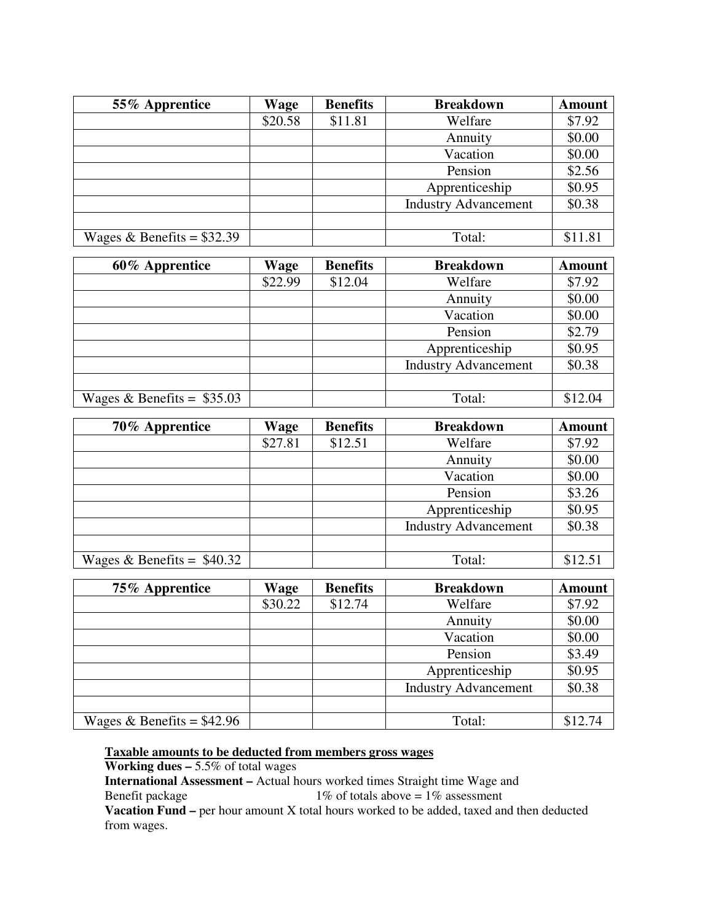| 55% Apprentice | Wage | Benefits | Breakdown | Amount |
|---|---|---|---|---|
| | $20.58 | $11.81 | Welfare | $7.92 |
| | | | Annuity | $0.00 |
| | | | Vacation | $0.00 |
| | | | Pension | $2.56 |
| | | | Apprenticeship | $0.95 |
| | | | Industry Advancement | $0.38 |
| | | | | |
| Wages & Benefits = $32.39 | | | Total: | $11.81 |

| 60% Apprentice | Wage | Benefits | Breakdown | Amount |
|---|---|---|---|---|
| | $22.99 | $12.04 | Welfare | $7.92 |
| | | | Annuity | $0.00 |
| | | | Vacation | $0.00 |
| | | | Pension | $2.79 |
| | | | Apprenticeship | $0.95 |
| | | | Industry Advancement | $0.38 |
| | | | | |
| Wages & Benefits = $35.03 | | | Total: | $12.04 |

| 70% Apprentice | Wage | Benefits | Breakdown | Amount |
|---|---|---|---|---|
| | $27.81 | $12.51 | Welfare | $7.92 |
| | | | Annuity | $0.00 |
| | | | Vacation | $0.00 |
| | | | Pension | $3.26 |
| | | | Apprenticeship | $0.95 |
| | | | Industry Advancement | $0.38 |
| | | | | |
| Wages & Benefits = $40.32 | | | Total: | $12.51 |

| 75% Apprentice | Wage | Benefits | Breakdown | Amount |
|---|---|---|---|---|
| | $30.22 | $12.74 | Welfare | $7.92 |
| | | | Annuity | $0.00 |
| | | | Vacation | $0.00 |
| | | | Pension | $3.49 |
| | | | Apprenticeship | $0.95 |
| | | | Industry Advancement | $0.38 |
| | | | | |
| Wages & Benefits = $42.96 | | | Total: | $12.74 |

**Taxable amounts to be deducted from members gross wages**

**Working dues –** 5.5% of total wages

**International Assessment –** Actual hours worked times Straight time Wage and Benefit package 1% of totals above = 1% assessment

**Vacation Fund –** per hour amount X total hours worked to be added, taxed and then deducted from wages.